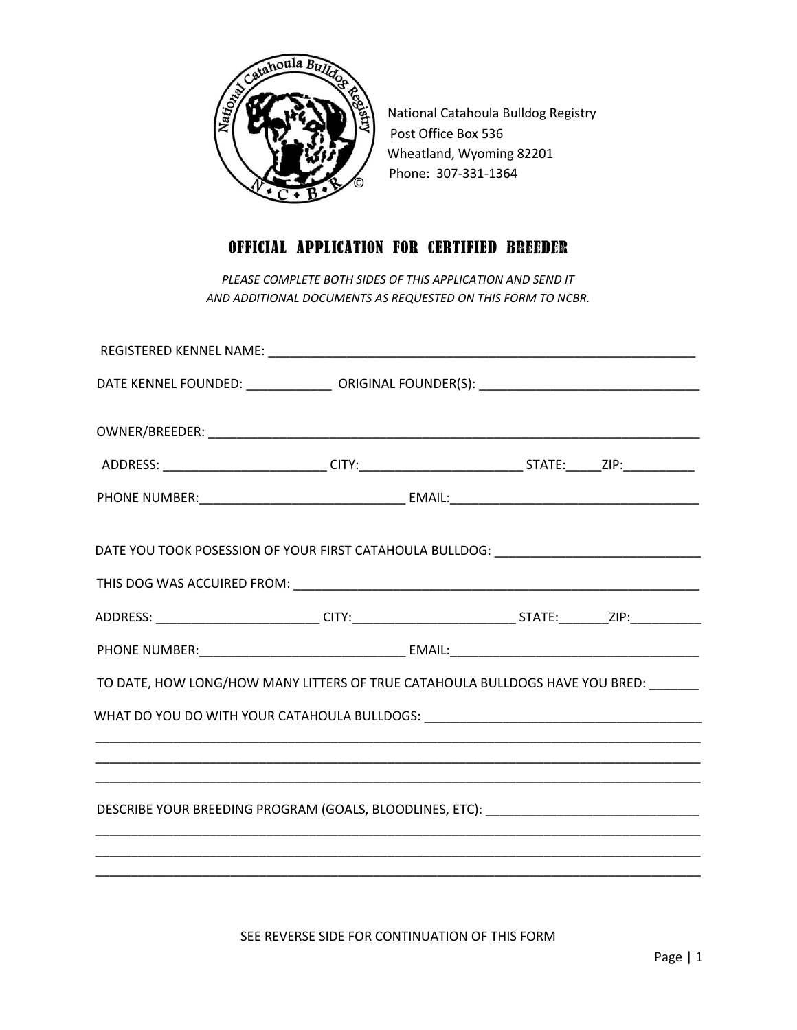National Catahoula Bulldog Registry
Post Office Box 536
Wheatland, Wyoming 82201
Phone: 307-331-1364

# OFFICIAL APPLICATION FOR CERTIFIED BREEDER

*PLEASE COMPLETE BOTH SIDES OF THIS APPLICATION AND SEND IT AND ADDITIONAL DOCUMENTS AS REQUESTED ON THIS FORM TO NCBR.*

REGISTERED KENNEL NAME: ______________________________________________________________

DATE KENNEL FOUNDED: ____________ ORIGINAL FOUNDER(S): ______________________________

OWNER/BREEDER: ____________________________________________________________________

ADDRESS: _______________________ CITY:_______________________ STATE:_____ZIP:__________

PHONE NUMBER:_____________________________ EMAIL:___________________________________

DATE YOU TOOK POSESSION OF YOUR FIRST CATAHOULA BULLDOG: _____________________________

THIS DOG WAS ACCUIRED FROM: ________________________________________________________

ADDRESS: _______________________ CITY:_______________________ STATE:_______ZIP:__________

PHONE NUMBER:_____________________________ EMAIL:___________________________________

TO DATE, HOW LONG/HOW MANY LITTERS OF TRUE CATAHOULA BULLDOGS HAVE YOU BRED: _______

WHAT DO YOU DO WITH YOUR CATAHOULA BULLDOGS: _____________________________________

__________________________________________________________________________________

__________________________________________________________________________________

__________________________________________________________________________________

DESCRIBE YOUR BREEDING PROGRAM (GOALS, BLOODLINES, ETC): _____________________________

__________________________________________________________________________________

__________________________________________________________________________________

__________________________________________________________________________________

SEE REVERSE SIDE FOR CONTINUATION OF THIS FORM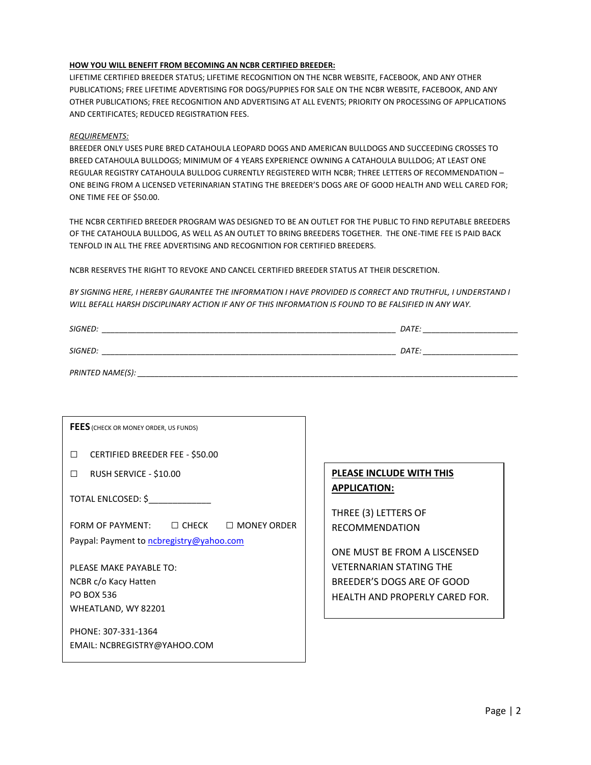**HOW YOU WILL BENEFIT FROM BECOMING AN NCBR CERTIFIED BREEDER:**

LIFETIME CERTIFIED BREEDER STATUS; LIFETIME RECOGNITION ON THE NCBR WEBSITE, FACEBOOK, AND ANY OTHER PUBLICATIONS; FREE LIFETIME ADVERTISING FOR DOGS/PUPPIES FOR SALE ON THE NCBR WEBSITE, FACEBOOK, AND ANY OTHER PUBLICATIONS; FREE RECOGNITION AND ADVERTISING AT ALL EVENTS; PRIORITY ON PROCESSING OF APPLICATIONS AND CERTIFICATES; REDUCED REGISTRATION FEES.

*REQUIREMENTS:*

BREEDER ONLY USES PURE BRED CATAHOULA LEOPARD DOGS AND AMERICAN BULLDOGS AND SUCCEEDING CROSSES TO BREED CATAHOULA BULLDOGS; MINIMUM OF 4 YEARS EXPERIENCE OWNING A CATAHOULA BULLDOG; AT LEAST ONE REGULAR REGISTRY CATAHOULA BULLDOG CURRENTLY REGISTERED WITH NCBR; THREE LETTERS OF RECOMMENDATION – ONE BEING FROM A LICENSED VETERINARIAN STATING THE BREEDER'S DOGS ARE OF GOOD HEALTH AND WELL CARED FOR; ONE TIME FEE OF $50.00.

THE NCBR CERTIFIED BREEDER PROGRAM WAS DESIGNED TO BE AN OUTLET FOR THE PUBLIC TO FIND REPUTABLE BREEDERS OF THE CATAHOULA BULLDOG, AS WELL AS AN OUTLET TO BRING BREEDERS TOGETHER. THE ONE-TIME FEE IS PAID BACK TENFOLD IN ALL THE FREE ADVERTISING AND RECOGNITION FOR CERTIFIED BREEDERS.

NCBR RESERVES THE RIGHT TO REVOKE AND CANCEL CERTIFIED BREEDER STATUS AT THEIR DESCRETION.

*BY SIGNING HERE, I HEREBY GAURANTEE THE INFORMATION I HAVE PROVIDED IS CORRECT AND TRUTHFUL, I UNDERSTAND I WILL BEFALL HARSH DISCIPLINARY ACTION IF ANY OF THIS INFORMATION IS FOUND TO BE FALSIFIED IN ANY WAY.*

*SIGNED:* ________________________________________ *DATE:* ____________________

*SIGNED:* ________________________________________ *DATE:* ____________________

*PRINTED NAME(S):* ______________________________________________________

**FEES** (CHECK OR MONEY ORDER, US FUNDS)

☐ CERTIFIED BREEDER FEE - $50.00

☐ RUSH SERVICE - $10.00

TOTAL ENLCOSED: $____________

FORM OF PAYMENT: ☐ CHECK ☐ MONEY ORDER

Paypal: Payment to ncbregistry@yahoo.com

PLEASE MAKE PAYABLE TO:
NCBR c/o Kacy Hatten
PO BOX 536
WHEATLAND, WY 82201

PHONE: 307-331-1364
EMAIL: NCBREGISTRY@YAHOO.COM

**PLEASE INCLUDE WITH THIS APPLICATION:**

THREE (3) LETTERS OF RECOMMENDATION

ONE MUST BE FROM A LISCENSED VETERNARIAN STATING THE BREEDER'S DOGS ARE OF GOOD HEALTH AND PROPERLY CARED FOR.